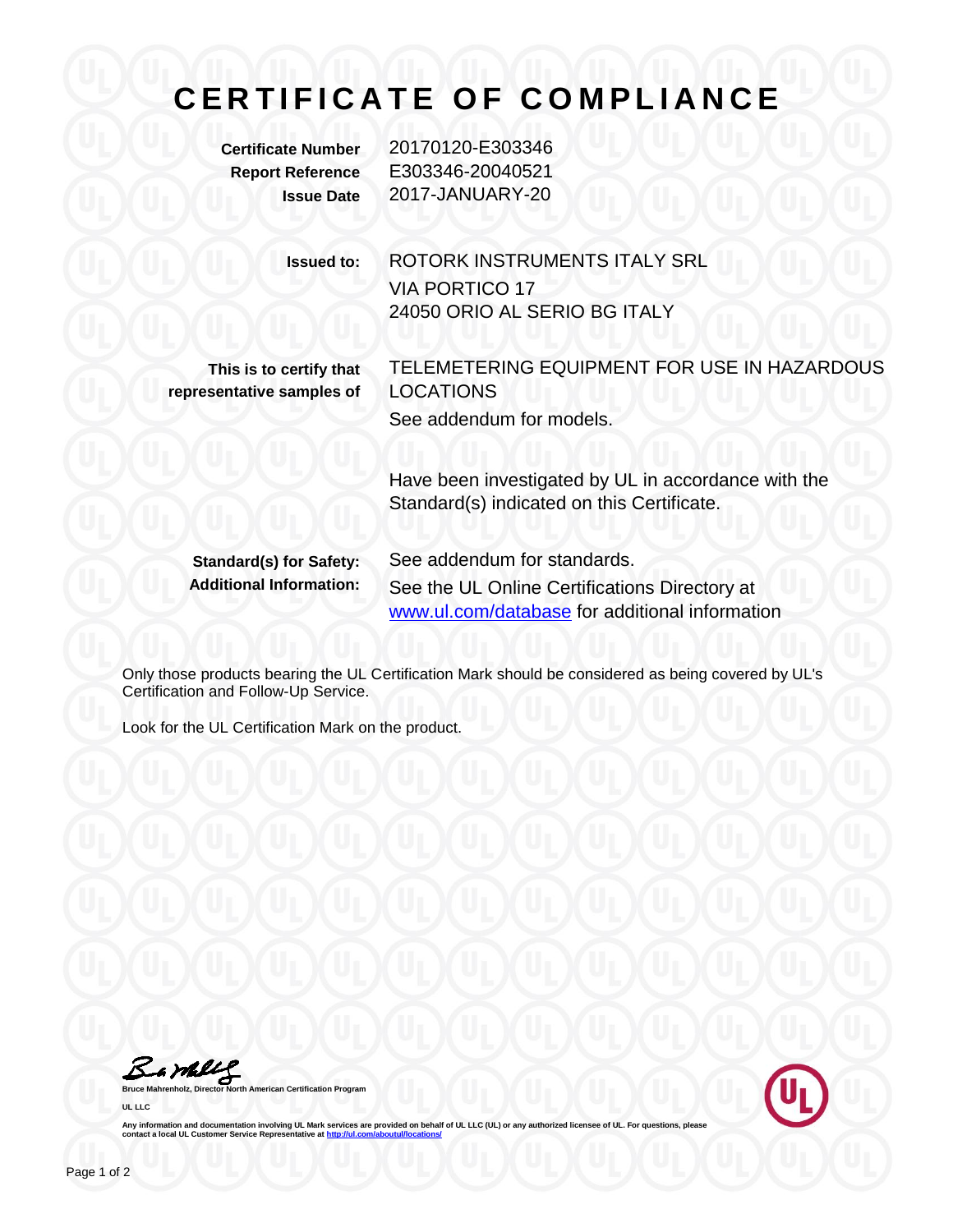# CERTIFICATE OF COMPLIANCE

**Certificate Number** 20170120-E303346
**Report Reference** E303346-20040521
**Issue Date** 2017-JANUARY-20

**Issued to:** ROTORK INSTRUMENTS ITALY SRL
VIA PORTICO 17
24050 ORIO AL SERIO BG ITALY

**This is to certify that representative samples of** TELEMETERING EQUIPMENT FOR USE IN HAZARDOUS LOCATIONS

See addendum for models.

Have been investigated by UL in accordance with the Standard(s) indicated on this Certificate.

**Standard(s) for Safety:** See addendum for standards.

**Additional Information:** See the UL Online Certifications Directory at [www.ul.com/database](www.ul.com/database) for additional information

Only those products bearing the UL Certification Mark should be considered as being covered by UL's Certification and Follow-Up Service.

Look for the UL Certification Mark on the product.

**Bruce Mahrenholz, Director North American Certification Program**

**UL LLC**

**Any information and documentation involving UL Mark services are provided on behalf of UL LLC (UL) or any authorized licensee of UL. For questions, please contact a local UL Customer Service Representative at [http://ul.com/aboutul/locations/](http://ul.com/aboutul/locations/)**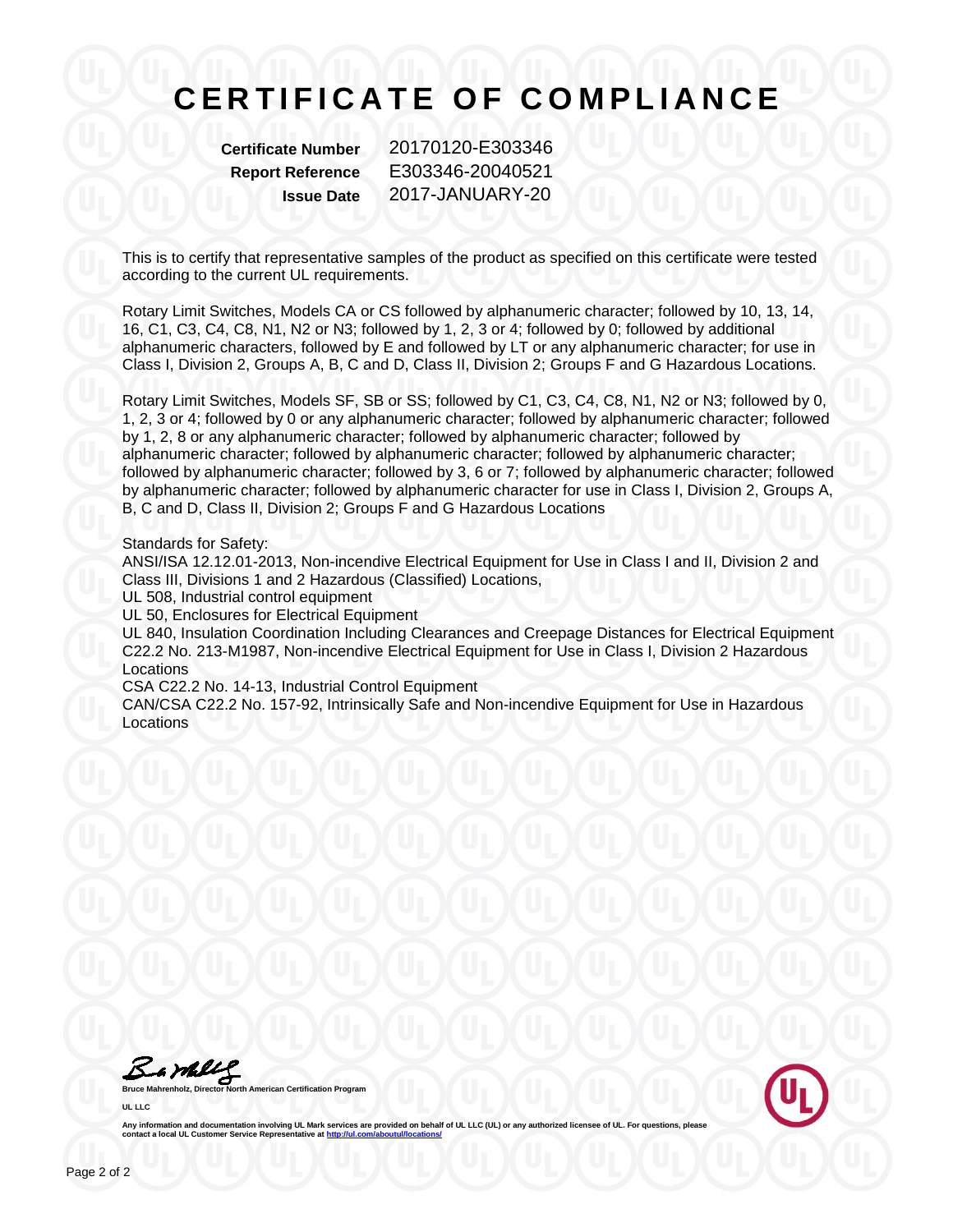# CERTIFICATE OF COMPLIANCE

**Certificate Number** 20170120-E303346
**Report Reference** E303346-20040521
**Issue Date** 2017-JANUARY-20

This is to certify that representative samples of the product as specified on this certificate were tested according to the current UL requirements.

Rotary Limit Switches, Models CA or CS followed by alphanumeric character; followed by 10, 13, 14, 16, C1, C3, C4, C8, N1, N2 or N3; followed by 1, 2, 3 or 4; followed by 0; followed by additional alphanumeric characters, followed by E and followed by LT or any alphanumeric character; for use in Class I, Division 2, Groups A, B, C and D, Class II, Division 2; Groups F and G Hazardous Locations.

Rotary Limit Switches, Models SF, SB or SS; followed by C1, C3, C4, C8, N1, N2 or N3; followed by 0, 1, 2, 3 or 4; followed by 0 or any alphanumeric character; followed by alphanumeric character; followed by 1, 2, 8 or any alphanumeric character; followed by alphanumeric character; followed by alphanumeric character; followed by alphanumeric character; followed by alphanumeric character; followed by alphanumeric character; followed by 3, 6 or 7; followed by alphanumeric character; followed by alphanumeric character; followed by alphanumeric character for use in Class I, Division 2, Groups A, B, C and D, Class II, Division 2; Groups F and G Hazardous Locations

Standards for Safety:
ANSI/ISA 12.12.01-2013, Non-incendive Electrical Equipment for Use in Class I and II, Division 2 and Class III, Divisions 1 and 2 Hazardous (Classified) Locations,
UL 508, Industrial control equipment
UL 50, Enclosures for Electrical Equipment
UL 840, Insulation Coordination Including Clearances and Creepage Distances for Electrical Equipment
C22.2 No. 213-M1987, Non-incendive Electrical Equipment for Use in Class I, Division 2 Hazardous Locations
CSA C22.2 No. 14-13, Industrial Control Equipment
CAN/CSA C22.2 No. 157-92, Intrinsically Safe and Non-incendive Equipment for Use in Hazardous Locations

**Bruce Mahrenholz, Director North American Certification Program**

**UL LLC**

**Any information and documentation involving UL Mark services are provided on behalf of UL LLC (UL) or any authorized licensee of UL. For questions, please contact a local UL Customer Service Representative at http://ul.com/aboutul/locations/**